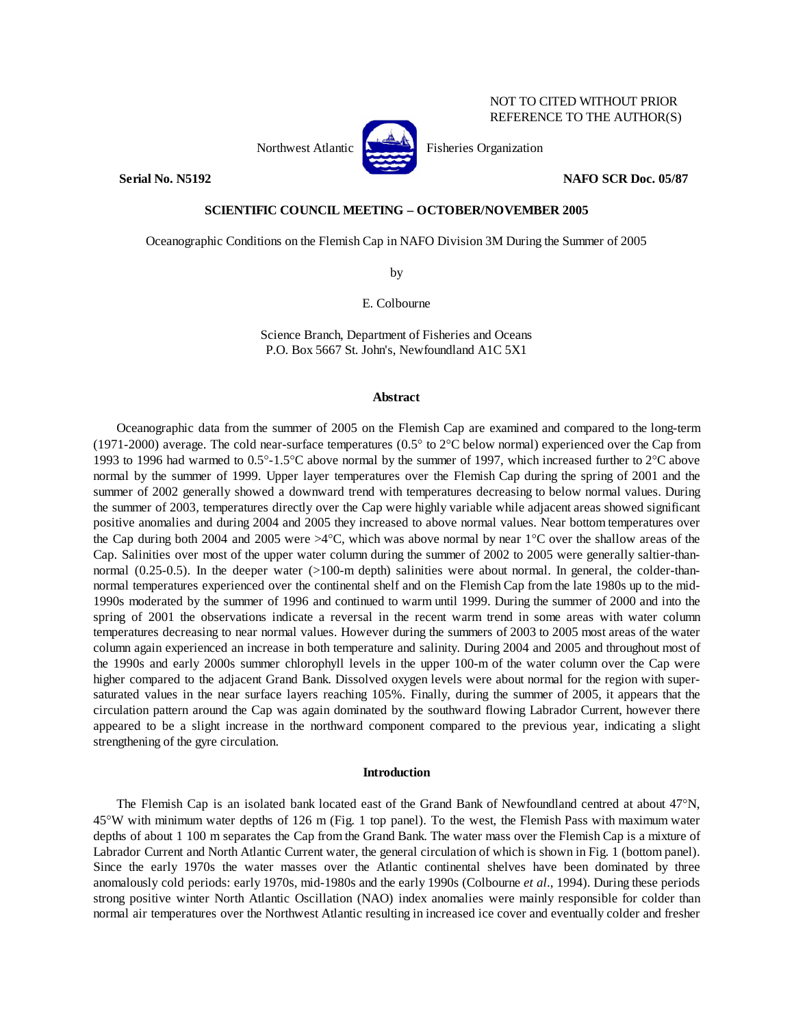NOT TO CITED WITHOUT PRIOR
REFERENCE TO THE AUTHOR(S)

Northwest Atlantic Fisheries Organization

**Serial No. N5192** **NAFO SCR Doc. 05/87**

**SCIENTIFIC COUNCIL MEETING – OCTOBER/NOVEMBER 2005**

Oceanographic Conditions on the Flemish Cap in NAFO Division 3M During the Summer of 2005

by

E. Colbourne

Science Branch, Department of Fisheries and Oceans
P.O. Box 5667 St. John's, Newfoundland A1C 5X1

## Abstract

Oceanographic data from the summer of 2005 on the Flemish Cap are examined and compared to the long-term (1971-2000) average. The cold near-surface temperatures (0.5° to 2°C below normal) experienced over the Cap from 1993 to 1996 had warmed to 0.5°-1.5°C above normal by the summer of 1997, which increased further to 2°C above normal by the summer of 1999. Upper layer temperatures over the Flemish Cap during the spring of 2001 and the summer of 2002 generally showed a downward trend with temperatures decreasing to below normal values. During the summer of 2003, temperatures directly over the Cap were highly variable while adjacent areas showed significant positive anomalies and during 2004 and 2005 they increased to above normal values. Near bottom temperatures over the Cap during both 2004 and 2005 were >4°C, which was above normal by near 1°C over the shallow areas of the Cap. Salinities over most of the upper water column during the summer of 2002 to 2005 were generally saltier-than-normal (0.25-0.5). In the deeper water (>100-m depth) salinities were about normal. In general, the colder-than-normal temperatures experienced over the continental shelf and on the Flemish Cap from the late 1980s up to the mid-1990s moderated by the summer of 1996 and continued to warm until 1999. During the summer of 2000 and into the spring of 2001 the observations indicate a reversal in the recent warm trend in some areas with water column temperatures decreasing to near normal values. However during the summers of 2003 to 2005 most areas of the water column again experienced an increase in both temperature and salinity. During 2004 and 2005 and throughout most of the 1990s and early 2000s summer chlorophyll levels in the upper 100-m of the water column over the Cap were higher compared to the adjacent Grand Bank. Dissolved oxygen levels were about normal for the region with super-saturated values in the near surface layers reaching 105%. Finally, during the summer of 2005, it appears that the circulation pattern around the Cap was again dominated by the southward flowing Labrador Current, however there appeared to be a slight increase in the northward component compared to the previous year, indicating a slight strengthening of the gyre circulation.

## Introduction

The Flemish Cap is an isolated bank located east of the Grand Bank of Newfoundland centred at about 47°N, 45°W with minimum water depths of 126 m (Fig. 1 top panel). To the west, the Flemish Pass with maximum water depths of about 1 100 m separates the Cap from the Grand Bank. The water mass over the Flemish Cap is a mixture of Labrador Current and North Atlantic Current water, the general circulation of which is shown in Fig. 1 (bottom panel). Since the early 1970s the water masses over the Atlantic continental shelves have been dominated by three anomalously cold periods: early 1970s, mid-1980s and the early 1990s (Colbourne *et al*., 1994). During these periods strong positive winter North Atlantic Oscillation (NAO) index anomalies were mainly responsible for colder than normal air temperatures over the Northwest Atlantic resulting in increased ice cover and eventually colder and fresher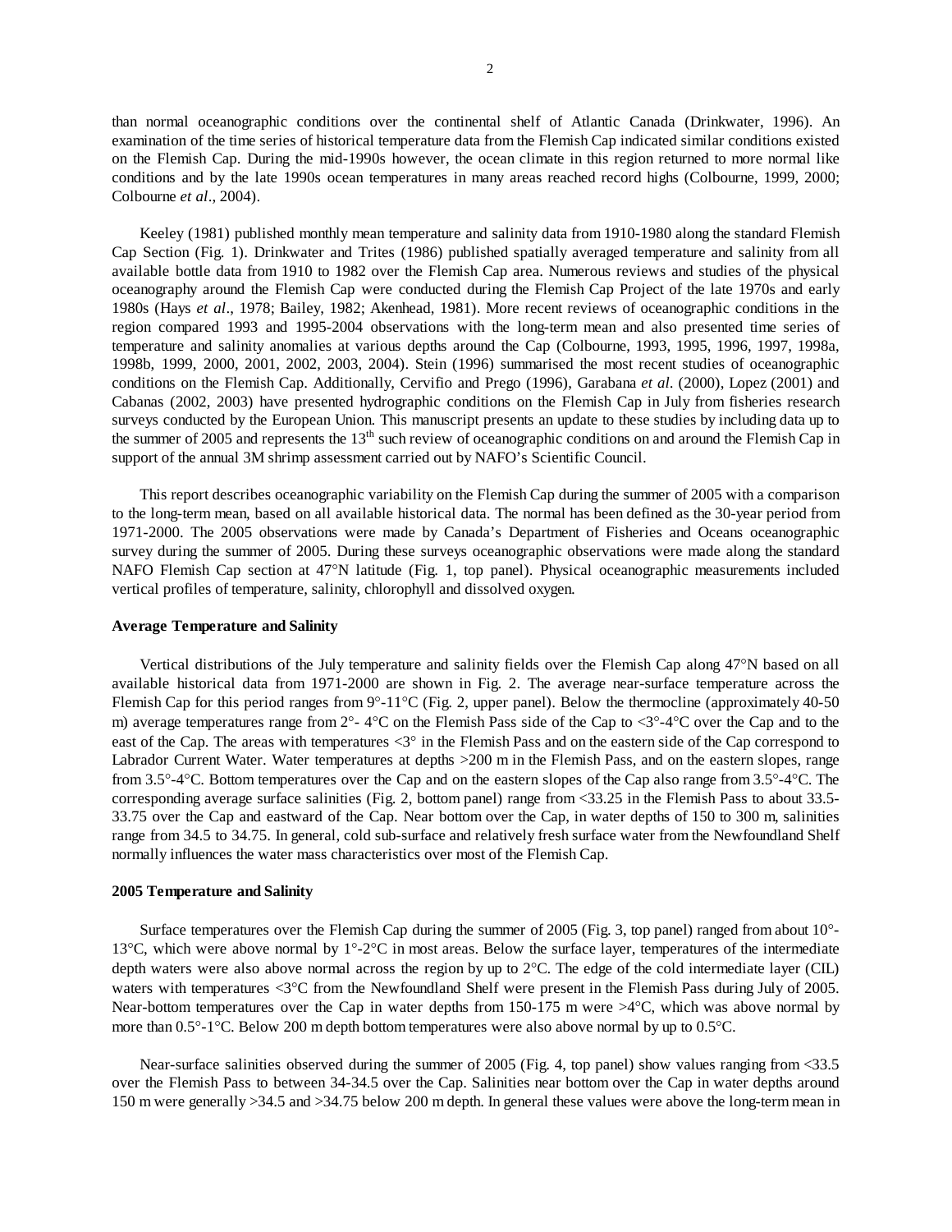than normal oceanographic conditions over the continental shelf of Atlantic Canada (Drinkwater, 1996). An examination of the time series of historical temperature data from the Flemish Cap indicated similar conditions existed on the Flemish Cap. During the mid-1990s however, the ocean climate in this region returned to more normal like conditions and by the late 1990s ocean temperatures in many areas reached record highs (Colbourne, 1999, 2000; Colbourne *et al*., 2004).

Keeley (1981) published monthly mean temperature and salinity data from 1910-1980 along the standard Flemish Cap Section (Fig. 1). Drinkwater and Trites (1986) published spatially averaged temperature and salinity from all available bottle data from 1910 to 1982 over the Flemish Cap area. Numerous reviews and studies of the physical oceanography around the Flemish Cap were conducted during the Flemish Cap Project of the late 1970s and early 1980s (Hays *et al*., 1978; Bailey, 1982; Akenhead, 1981). More recent reviews of oceanographic conditions in the region compared 1993 and 1995-2004 observations with the long-term mean and also presented time series of temperature and salinity anomalies at various depths around the Cap (Colbourne, 1993, 1995, 1996, 1997, 1998a, 1998b, 1999, 2000, 2001, 2002, 2003, 2004). Stein (1996) summarised the most recent studies of oceanographic conditions on the Flemish Cap. Additionally, Cervifio and Prego (1996), Garabana *et al*. (2000), Lopez (2001) and Cabanas (2002, 2003) have presented hydrographic conditions on the Flemish Cap in July from fisheries research surveys conducted by the European Union. This manuscript presents an update to these studies by including data up to the summer of 2005 and represents the 13th such review of oceanographic conditions on and around the Flemish Cap in support of the annual 3M shrimp assessment carried out by NAFO's Scientific Council.

This report describes oceanographic variability on the Flemish Cap during the summer of 2005 with a comparison to the long-term mean, based on all available historical data. The normal has been defined as the 30-year period from 1971-2000. The 2005 observations were made by Canada's Department of Fisheries and Oceans oceanographic survey during the summer of 2005. During these surveys oceanographic observations were made along the standard NAFO Flemish Cap section at 47°N latitude (Fig. 1, top panel). Physical oceanographic measurements included vertical profiles of temperature, salinity, chlorophyll and dissolved oxygen.

**Average Temperature and Salinity**

Vertical distributions of the July temperature and salinity fields over the Flemish Cap along 47°N based on all available historical data from 1971-2000 are shown in Fig. 2. The average near-surface temperature across the Flemish Cap for this period ranges from 9°-11°C (Fig. 2, upper panel). Below the thermocline (approximately 40-50 m) average temperatures range from 2°- 4°C on the Flemish Pass side of the Cap to <3°-4°C over the Cap and to the east of the Cap. The areas with temperatures <3° in the Flemish Pass and on the eastern side of the Cap correspond to Labrador Current Water. Water temperatures at depths >200 m in the Flemish Pass, and on the eastern slopes, range from 3.5°-4°C. Bottom temperatures over the Cap and on the eastern slopes of the Cap also range from 3.5°-4°C. The corresponding average surface salinities (Fig. 2, bottom panel) range from <33.25 in the Flemish Pass to about 33.5-33.75 over the Cap and eastward of the Cap. Near bottom over the Cap, in water depths of 150 to 300 m, salinities range from 34.5 to 34.75. In general, cold sub-surface and relatively fresh surface water from the Newfoundland Shelf normally influences the water mass characteristics over most of the Flemish Cap.

**2005 Temperature and Salinity**

Surface temperatures over the Flemish Cap during the summer of 2005 (Fig. 3, top panel) ranged from about 10°-13°C, which were above normal by 1°-2°C in most areas. Below the surface layer, temperatures of the intermediate depth waters were also above normal across the region by up to 2°C. The edge of the cold intermediate layer (CIL) waters with temperatures <3°C from the Newfoundland Shelf were present in the Flemish Pass during July of 2005. Near-bottom temperatures over the Cap in water depths from 150-175 m were >4°C, which was above normal by more than 0.5°-1°C. Below 200 m depth bottom temperatures were also above normal by up to 0.5°C.

Near-surface salinities observed during the summer of 2005 (Fig. 4, top panel) show values ranging from <33.5 over the Flemish Pass to between 34-34.5 over the Cap. Salinities near bottom over the Cap in water depths around 150 m were generally >34.5 and >34.75 below 200 m depth. In general these values were above the long-term mean in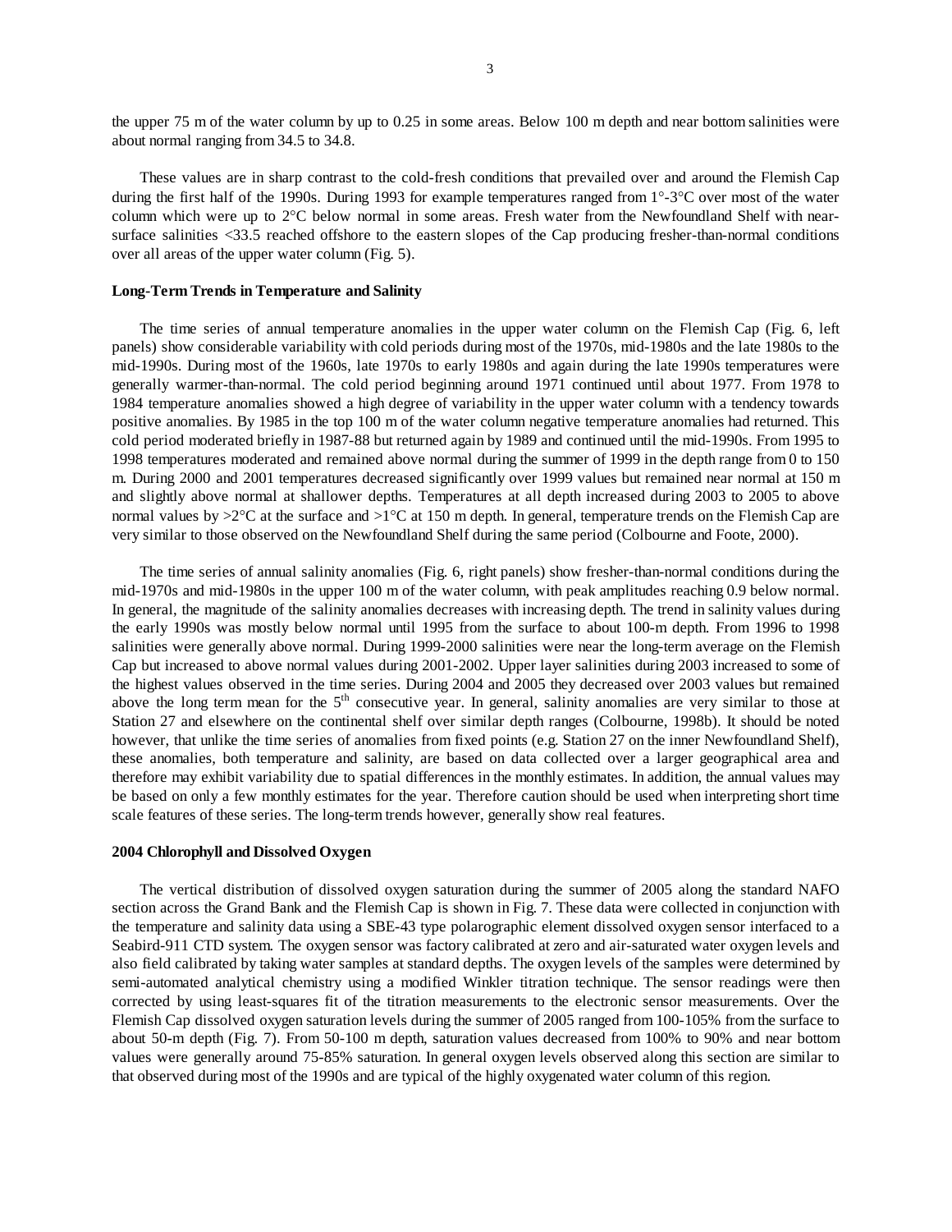the upper 75 m of the water column by up to 0.25 in some areas. Below 100 m depth and near bottom salinities were about normal ranging from 34.5 to 34.8.

These values are in sharp contrast to the cold-fresh conditions that prevailed over and around the Flemish Cap during the first half of the 1990s. During 1993 for example temperatures ranged from 1°-3°C over most of the water column which were up to 2°C below normal in some areas. Fresh water from the Newfoundland Shelf with near-surface salinities <33.5 reached offshore to the eastern slopes of the Cap producing fresher-than-normal conditions over all areas of the upper water column (Fig. 5).

**Long-Term Trends in Temperature and Salinity**

The time series of annual temperature anomalies in the upper water column on the Flemish Cap (Fig. 6, left panels) show considerable variability with cold periods during most of the 1970s, mid-1980s and the late 1980s to the mid-1990s. During most of the 1960s, late 1970s to early 1980s and again during the late 1990s temperatures were generally warmer-than-normal. The cold period beginning around 1971 continued until about 1977. From 1978 to 1984 temperature anomalies showed a high degree of variability in the upper water column with a tendency towards positive anomalies. By 1985 in the top 100 m of the water column negative temperature anomalies had returned. This cold period moderated briefly in 1987-88 but returned again by 1989 and continued until the mid-1990s. From 1995 to 1998 temperatures moderated and remained above normal during the summer of 1999 in the depth range from 0 to 150 m. During 2000 and 2001 temperatures decreased significantly over 1999 values but remained near normal at 150 m and slightly above normal at shallower depths. Temperatures at all depth increased during 2003 to 2005 to above normal values by >2°C at the surface and >1°C at 150 m depth. In general, temperature trends on the Flemish Cap are very similar to those observed on the Newfoundland Shelf during the same period (Colbourne and Foote, 2000).

The time series of annual salinity anomalies (Fig. 6, right panels) show fresher-than-normal conditions during the mid-1970s and mid-1980s in the upper 100 m of the water column, with peak amplitudes reaching 0.9 below normal. In general, the magnitude of the salinity anomalies decreases with increasing depth. The trend in salinity values during the early 1990s was mostly below normal until 1995 from the surface to about 100-m depth. From 1996 to 1998 salinities were generally above normal. During 1999-2000 salinities were near the long-term average on the Flemish Cap but increased to above normal values during 2001-2002. Upper layer salinities during 2003 increased to some of the highest values observed in the time series. During 2004 and 2005 they decreased over 2003 values but remained above the long term mean for the 5th consecutive year. In general, salinity anomalies are very similar to those at Station 27 and elsewhere on the continental shelf over similar depth ranges (Colbourne, 1998b). It should be noted however, that unlike the time series of anomalies from fixed points (e.g. Station 27 on the inner Newfoundland Shelf), these anomalies, both temperature and salinity, are based on data collected over a larger geographical area and therefore may exhibit variability due to spatial differences in the monthly estimates. In addition, the annual values may be based on only a few monthly estimates for the year. Therefore caution should be used when interpreting short time scale features of these series. The long-term trends however, generally show real features.

**2004 Chlorophyll and Dissolved Oxygen**

The vertical distribution of dissolved oxygen saturation during the summer of 2005 along the standard NAFO section across the Grand Bank and the Flemish Cap is shown in Fig. 7. These data were collected in conjunction with the temperature and salinity data using a SBE-43 type polarographic element dissolved oxygen sensor interfaced to a Seabird-911 CTD system. The oxygen sensor was factory calibrated at zero and air-saturated water oxygen levels and also field calibrated by taking water samples at standard depths. The oxygen levels of the samples were determined by semi-automated analytical chemistry using a modified Winkler titration technique. The sensor readings were then corrected by using least-squares fit of the titration measurements to the electronic sensor measurements. Over the Flemish Cap dissolved oxygen saturation levels during the summer of 2005 ranged from 100-105% from the surface to about 50-m depth (Fig. 7). From 50-100 m depth, saturation values decreased from 100% to 90% and near bottom values were generally around 75-85% saturation. In general oxygen levels observed along this section are similar to that observed during most of the 1990s and are typical of the highly oxygenated water column of this region.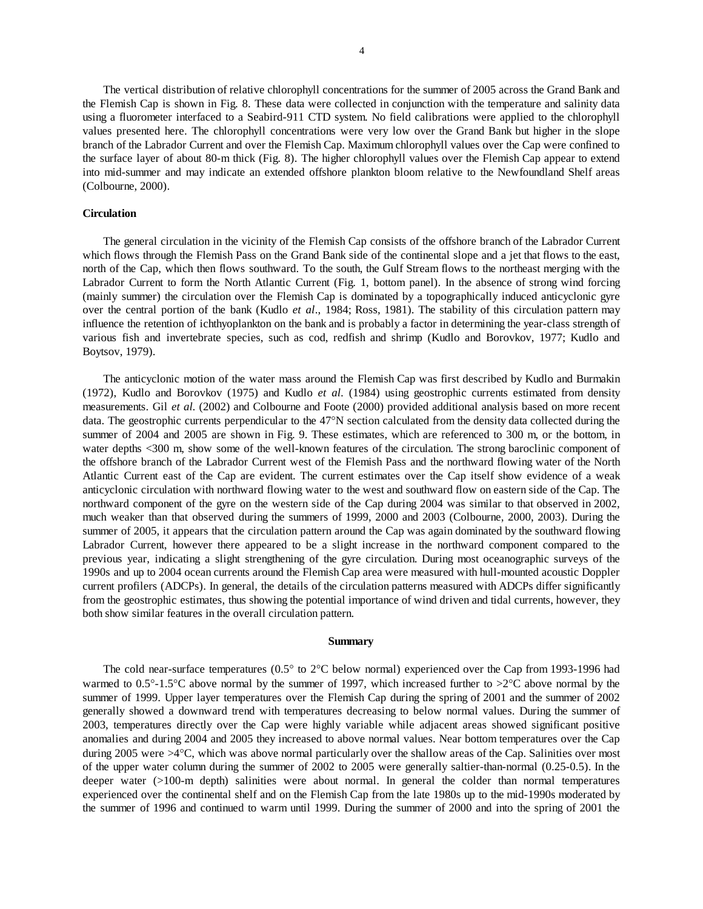The vertical distribution of relative chlorophyll concentrations for the summer of 2005 across the Grand Bank and the Flemish Cap is shown in Fig. 8. These data were collected in conjunction with the temperature and salinity data using a fluorometer interfaced to a Seabird-911 CTD system. No field calibrations were applied to the chlorophyll values presented here. The chlorophyll concentrations were very low over the Grand Bank but higher in the slope branch of the Labrador Current and over the Flemish Cap. Maximum chlorophyll values over the Cap were confined to the surface layer of about 80-m thick (Fig. 8). The higher chlorophyll values over the Flemish Cap appear to extend into mid-summer and may indicate an extended offshore plankton bloom relative to the Newfoundland Shelf areas (Colbourne, 2000).

**Circulation**

The general circulation in the vicinity of the Flemish Cap consists of the offshore branch of the Labrador Current which flows through the Flemish Pass on the Grand Bank side of the continental slope and a jet that flows to the east, north of the Cap, which then flows southward. To the south, the Gulf Stream flows to the northeast merging with the Labrador Current to form the North Atlantic Current (Fig. 1, bottom panel). In the absence of strong wind forcing (mainly summer) the circulation over the Flemish Cap is dominated by a topographically induced anticyclonic gyre over the central portion of the bank (Kudlo *et al*., 1984; Ross, 1981). The stability of this circulation pattern may influence the retention of ichthyoplankton on the bank and is probably a factor in determining the year-class strength of various fish and invertebrate species, such as cod, redfish and shrimp (Kudlo and Borovkov, 1977; Kudlo and Boytsov, 1979).

The anticyclonic motion of the water mass around the Flemish Cap was first described by Kudlo and Burmakin (1972), Kudlo and Borovkov (1975) and Kudlo *et al*. (1984) using geostrophic currents estimated from density measurements. Gil *et al*. (2002) and Colbourne and Foote (2000) provided additional analysis based on more recent data. The geostrophic currents perpendicular to the 47°N section calculated from the density data collected during the summer of 2004 and 2005 are shown in Fig. 9. These estimates, which are referenced to 300 m, or the bottom, in water depths <300 m, show some of the well-known features of the circulation. The strong baroclinic component of the offshore branch of the Labrador Current west of the Flemish Pass and the northward flowing water of the North Atlantic Current east of the Cap are evident. The current estimates over the Cap itself show evidence of a weak anticyclonic circulation with northward flowing water to the west and southward flow on eastern side of the Cap. The northward component of the gyre on the western side of the Cap during 2004 was similar to that observed in 2002, much weaker than that observed during the summers of 1999, 2000 and 2003 (Colbourne, 2000, 2003). During the summer of 2005, it appears that the circulation pattern around the Cap was again dominated by the southward flowing Labrador Current, however there appeared to be a slight increase in the northward component compared to the previous year, indicating a slight strengthening of the gyre circulation. During most oceanographic surveys of the 1990s and up to 2004 ocean currents around the Flemish Cap area were measured with hull-mounted acoustic Doppler current profilers (ADCPs). In general, the details of the circulation patterns measured with ADCPs differ significantly from the geostrophic estimates, thus showing the potential importance of wind driven and tidal currents, however, they both show similar features in the overall circulation pattern.

## Summary

The cold near-surface temperatures (0.5° to 2°C below normal) experienced over the Cap from 1993-1996 had warmed to 0.5°-1.5°C above normal by the summer of 1997, which increased further to >2°C above normal by the summer of 1999. Upper layer temperatures over the Flemish Cap during the spring of 2001 and the summer of 2002 generally showed a downward trend with temperatures decreasing to below normal values. During the summer of 2003, temperatures directly over the Cap were highly variable while adjacent areas showed significant positive anomalies and during 2004 and 2005 they increased to above normal values. Near bottom temperatures over the Cap during 2005 were >4°C, which was above normal particularly over the shallow areas of the Cap. Salinities over most of the upper water column during the summer of 2002 to 2005 were generally saltier-than-normal (0.25-0.5). In the deeper water (>100-m depth) salinities were about normal. In general the colder than normal temperatures experienced over the continental shelf and on the Flemish Cap from the late 1980s up to the mid-1990s moderated by the summer of 1996 and continued to warm until 1999. During the summer of 2000 and into the spring of 2001 the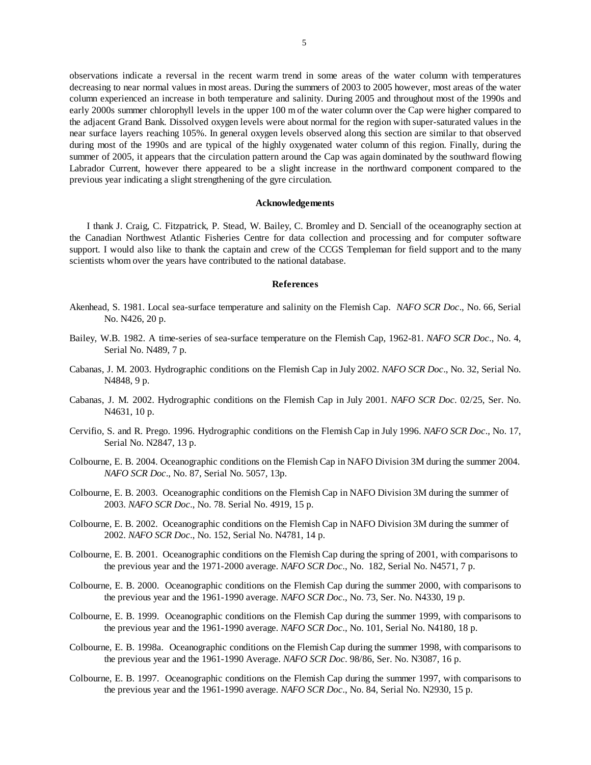observations indicate a reversal in the recent warm trend in some areas of the water column with temperatures decreasing to near normal values in most areas. During the summers of 2003 to 2005 however, most areas of the water column experienced an increase in both temperature and salinity. During 2005 and throughout most of the 1990s and early 2000s summer chlorophyll levels in the upper 100 m of the water column over the Cap were higher compared to the adjacent Grand Bank. Dissolved oxygen levels were about normal for the region with super-saturated values in the near surface layers reaching 105%. In general oxygen levels observed along this section are similar to that observed during most of the 1990s and are typical of the highly oxygenated water column of this region. Finally, during the summer of 2005, it appears that the circulation pattern around the Cap was again dominated by the southward flowing Labrador Current, however there appeared to be a slight increase in the northward component compared to the previous year indicating a slight strengthening of the gyre circulation.

## Acknowledgements

I thank J. Craig, C. Fitzpatrick, P. Stead, W. Bailey, C. Bromley and D. Senciall of the oceanography section at the Canadian Northwest Atlantic Fisheries Centre for data collection and processing and for computer software support. I would also like to thank the captain and crew of the CCGS Templeman for field support and to the many scientists whom over the years have contributed to the national database.

## References

Akenhead, S. 1981. Local sea-surface temperature and salinity on the Flemish Cap. *NAFO SCR Doc*., No. 66, Serial No. N426, 20 p.

Bailey, W.B. 1982. A time-series of sea-surface temperature on the Flemish Cap, 1962-81. *NAFO SCR Doc*., No. 4, Serial No. N489, 7 p.

Cabanas, J. M. 2003. Hydrographic conditions on the Flemish Cap in July 2002. *NAFO SCR Doc*., No. 32, Serial No. N4848, 9 p.

Cabanas, J. M. 2002. Hydrographic conditions on the Flemish Cap in July 2001. *NAFO SCR Doc*. 02/25, Ser. No. N4631, 10 p.

Cervifio, S. and R. Prego. 1996. Hydrographic conditions on the Flemish Cap in July 1996. *NAFO SCR Doc*., No. 17, Serial No. N2847, 13 p.

Colbourne, E. B. 2004. Oceanographic conditions on the Flemish Cap in NAFO Division 3M during the summer 2004. *NAFO SCR Doc*., No. 87, Serial No. 5057, 13p.

Colbourne, E. B. 2003. Oceanographic conditions on the Flemish Cap in NAFO Division 3M during the summer of 2003. *NAFO SCR Doc*., No. 78. Serial No. 4919, 15 p.

Colbourne, E. B. 2002. Oceanographic conditions on the Flemish Cap in NAFO Division 3M during the summer of 2002. *NAFO SCR Doc*., No. 152, Serial No. N4781, 14 p.

Colbourne, E. B. 2001. Oceanographic conditions on the Flemish Cap during the spring of 2001, with comparisons to the previous year and the 1971-2000 average. *NAFO SCR Doc*., No. 182, Serial No. N4571, 7 p.

Colbourne, E. B. 2000. Oceanographic conditions on the Flemish Cap during the summer 2000, with comparisons to the previous year and the 1961-1990 average. *NAFO SCR Doc*., No. 73, Ser. No. N4330, 19 p.

Colbourne, E. B. 1999. Oceanographic conditions on the Flemish Cap during the summer 1999, with comparisons to the previous year and the 1961-1990 average. *NAFO SCR Doc*., No. 101, Serial No. N4180, 18 p.

Colbourne, E. B. 1998a. Oceanographic conditions on the Flemish Cap during the summer 1998, with comparisons to the previous year and the 1961-1990 Average. *NAFO SCR Doc*. 98/86, Ser. No. N3087, 16 p.

Colbourne, E. B. 1997. Oceanographic conditions on the Flemish Cap during the summer 1997, with comparisons to the previous year and the 1961-1990 average. *NAFO SCR Doc*., No. 84, Serial No. N2930, 15 p.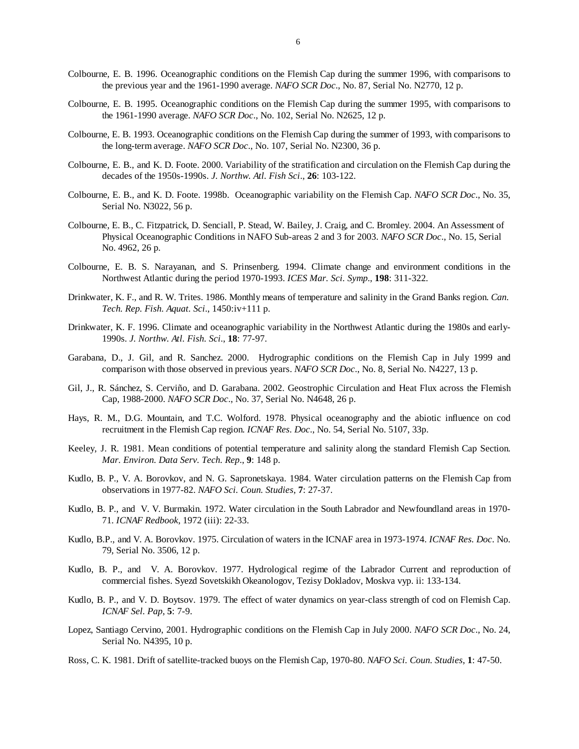Colbourne, E. B. 1996. Oceanographic conditions on the Flemish Cap during the summer 1996, with comparisons to the previous year and the 1961-1990 average. *NAFO SCR Doc*., No. 87, Serial No. N2770, 12 p.

Colbourne, E. B. 1995. Oceanographic conditions on the Flemish Cap during the summer 1995, with comparisons to the 1961-1990 average. *NAFO SCR Doc*., No. 102, Serial No. N2625, 12 p.

Colbourne, E. B. 1993. Oceanographic conditions on the Flemish Cap during the summer of 1993, with comparisons to the long-term average. *NAFO SCR Doc*., No. 107, Serial No. N2300, 36 p.

Colbourne, E. B., and K. D. Foote. 2000. Variability of the stratification and circulation on the Flemish Cap during the decades of the 1950s-1990s. *J. Northw. Atl. Fish Sci*., **26**: 103-122.

Colbourne, E. B., and K. D. Foote. 1998b. Oceanographic variability on the Flemish Cap. *NAFO SCR Doc*., No. 35, Serial No. N3022, 56 p.

Colbourne, E. B., C. Fitzpatrick, D. Senciall, P. Stead, W. Bailey, J. Craig, and C. Bromley. 2004. An Assessment of Physical Oceanographic Conditions in NAFO Sub-areas 2 and 3 for 2003. *NAFO SCR Doc*., No. 15, Serial No. 4962, 26 p.

Colbourne, E. B. S. Narayanan, and S. Prinsenberg. 1994. Climate change and environment conditions in the Northwest Atlantic during the period 1970-1993. *ICES Mar. Sci. Symp*., **198**: 311-322.

Drinkwater, K. F., and R. W. Trites. 1986. Monthly means of temperature and salinity in the Grand Banks region. *Can. Tech. Rep. Fish. Aquat. Sci*., 1450:iv+111 p.

Drinkwater, K. F. 1996. Climate and oceanographic variability in the Northwest Atlantic during the 1980s and early-1990s. *J. Northw. Atl. Fish. Sci*., **18**: 77-97.

Garabana, D., J. Gil, and R. Sanchez. 2000. Hydrographic conditions on the Flemish Cap in July 1999 and comparison with those observed in previous years. *NAFO SCR Doc*., No. 8, Serial No. N4227, 13 p.

Gil, J., R. Sánchez, S. Cerviño, and D. Garabana. 2002. Geostrophic Circulation and Heat Flux across the Flemish Cap, 1988-2000. *NAFO SCR Doc*., No. 37, Serial No. N4648, 26 p.

Hays, R. M., D.G. Mountain, and T.C. Wolford. 1978. Physical oceanography and the abiotic influence on cod recruitment in the Flemish Cap region. *ICNAF Res. Doc*., No. 54, Serial No. 5107, 33p.

Keeley, J. R. 1981. Mean conditions of potential temperature and salinity along the standard Flemish Cap Section. *Mar. Environ. Data Serv. Tech. Rep*., **9**: 148 p.

Kudlo, B. P., V. A. Borovkov, and N. G. Sapronetskaya. 1984. Water circulation patterns on the Flemish Cap from observations in 1977-82. *NAFO Sci. Coun. Studies*, **7**: 27-37.

Kudlo, B. P., and V. V. Burmakin. 1972. Water circulation in the South Labrador and Newfoundland areas in 1970-71. *ICNAF Redbook*, 1972 (iii): 22-33.

Kudlo, B.P., and V. A. Borovkov. 1975. Circulation of waters in the ICNAF area in 1973-1974. *ICNAF Res. Doc*. No. 79, Serial No. 3506, 12 p.

Kudlo, B. P., and V. A. Borovkov. 1977. Hydrological regime of the Labrador Current and reproduction of commercial fishes. Syezd Sovetskikh Okeanologov, Tezisy Dokladov, Moskva vyp. ii: 133-134.

Kudlo, B. P., and V. D. Boytsov. 1979. The effect of water dynamics on year-class strength of cod on Flemish Cap. *ICNAF Sel. Pap*, **5**: 7-9.

Lopez, Santiago Cervino, 2001. Hydrographic conditions on the Flemish Cap in July 2000. *NAFO SCR Doc*., No. 24, Serial No. N4395, 10 p.

Ross, C. K. 1981. Drift of satellite-tracked buoys on the Flemish Cap, 1970-80. *NAFO Sci. Coun. Studies*, **1**: 47-50.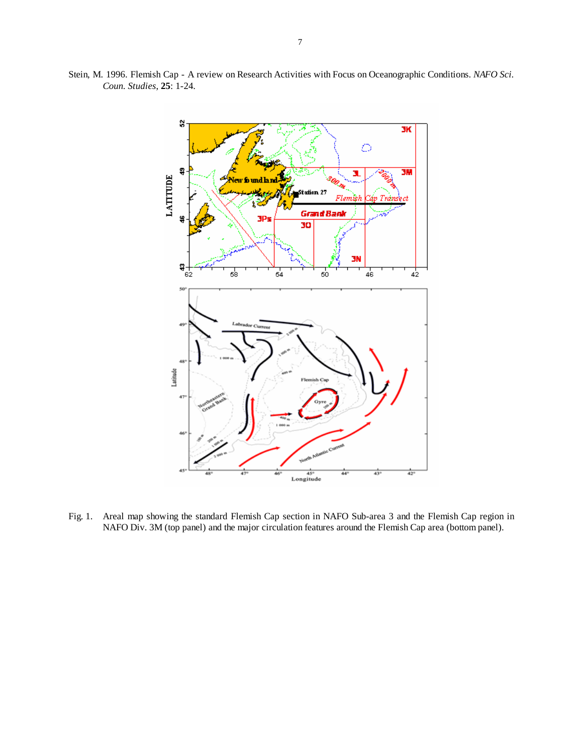Stein, M. 1996. Flemish Cap - A review on Research Activities with Focus on Oceanographic Conditions. *NAFO Sci. Coun. Studies*, **25**: 1-24.

Fig. 1. Areal map showing the standard Flemish Cap section in NAFO Sub-area 3 and the Flemish Cap region in NAFO Div. 3M (top panel) and the major circulation features around the Flemish Cap area (bottom panel).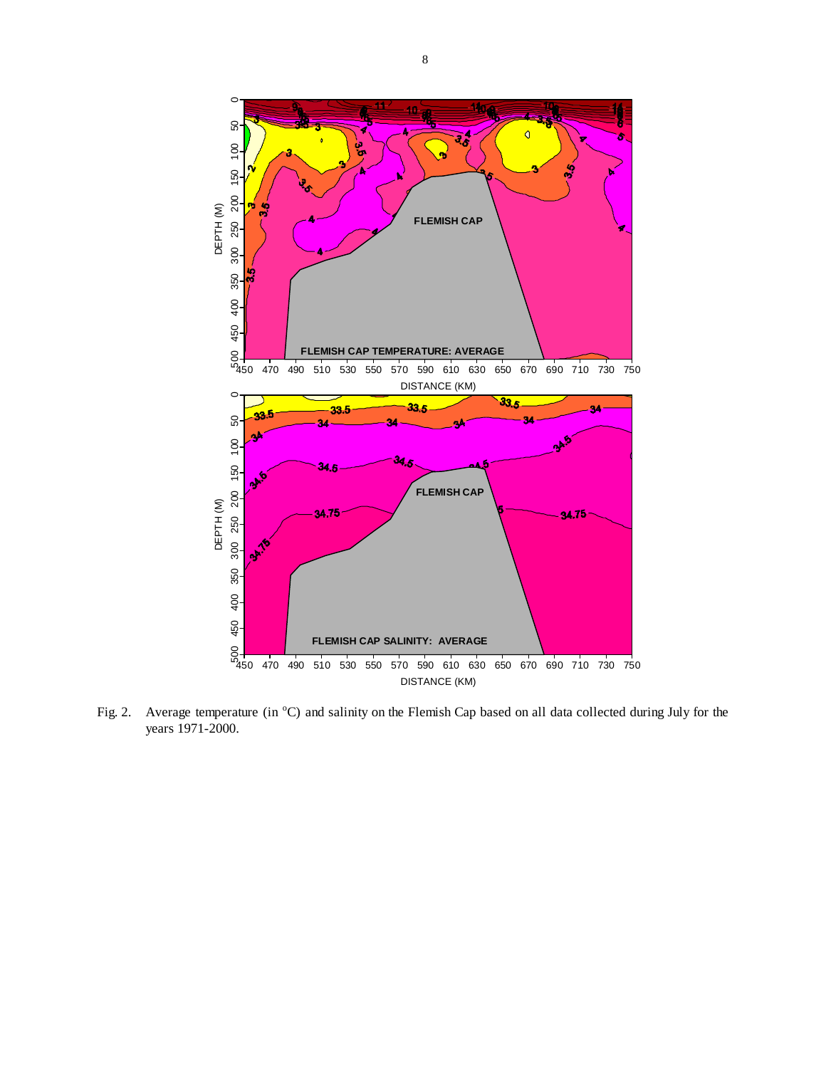Fig. 2. Average temperature (in $^{o}$C) and salinity on the Flemish Cap based on all data collected during July for the years 1971-2000.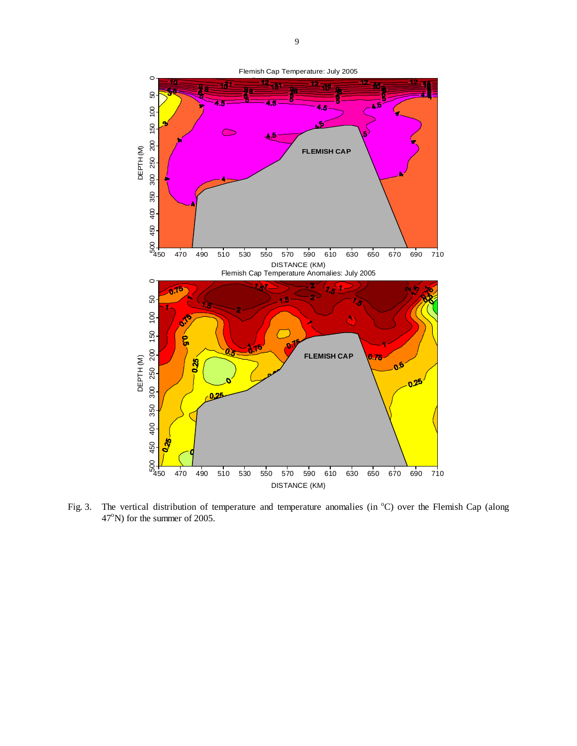Fig. 3. The vertical distribution of temperature and temperature anomalies (in °C) over the Flemish Cap (along 47°N) for the summer of 2005.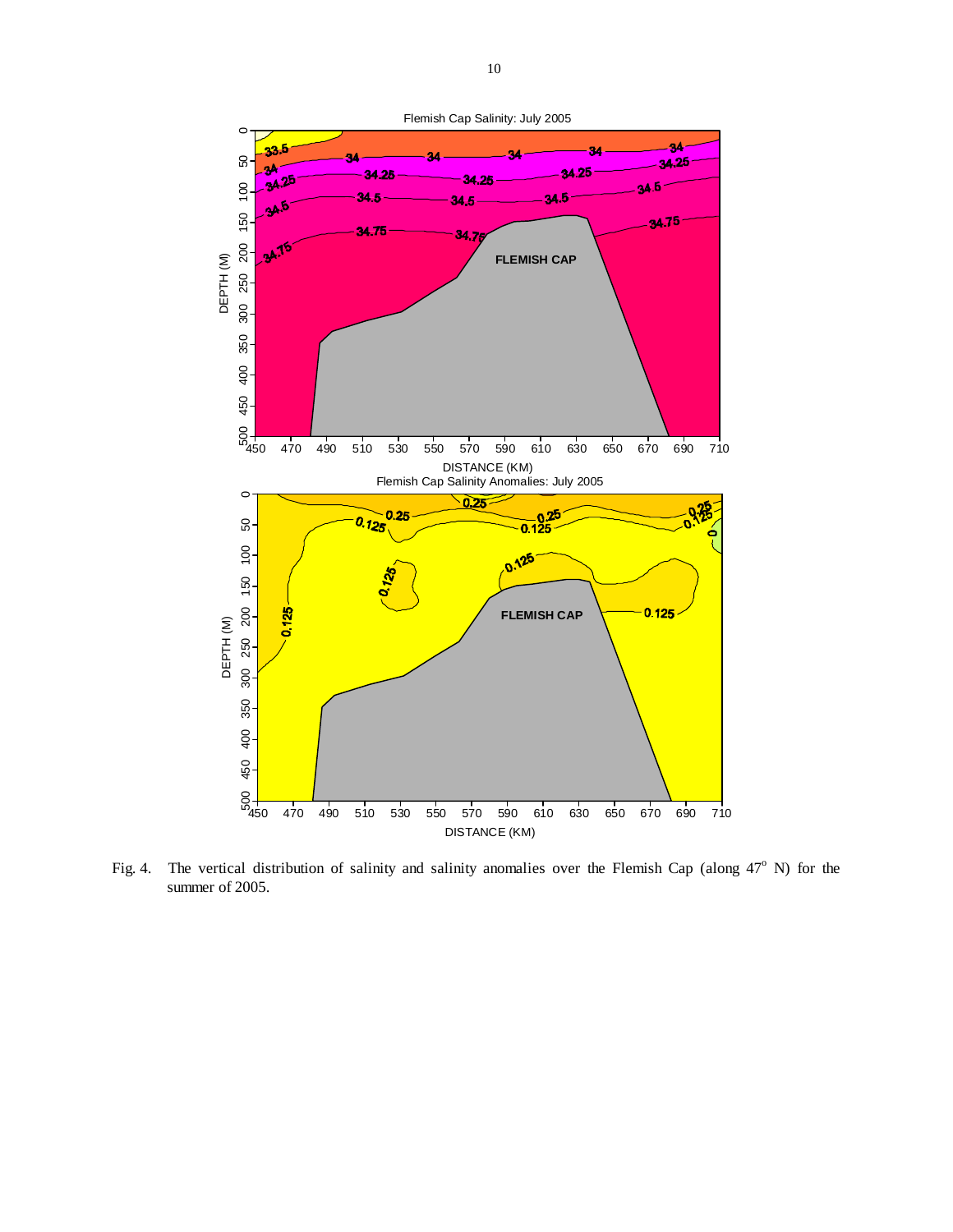Fig. 4. The vertical distribution of salinity and salinity anomalies over the Flemish Cap (along 47° N) for the summer of 2005.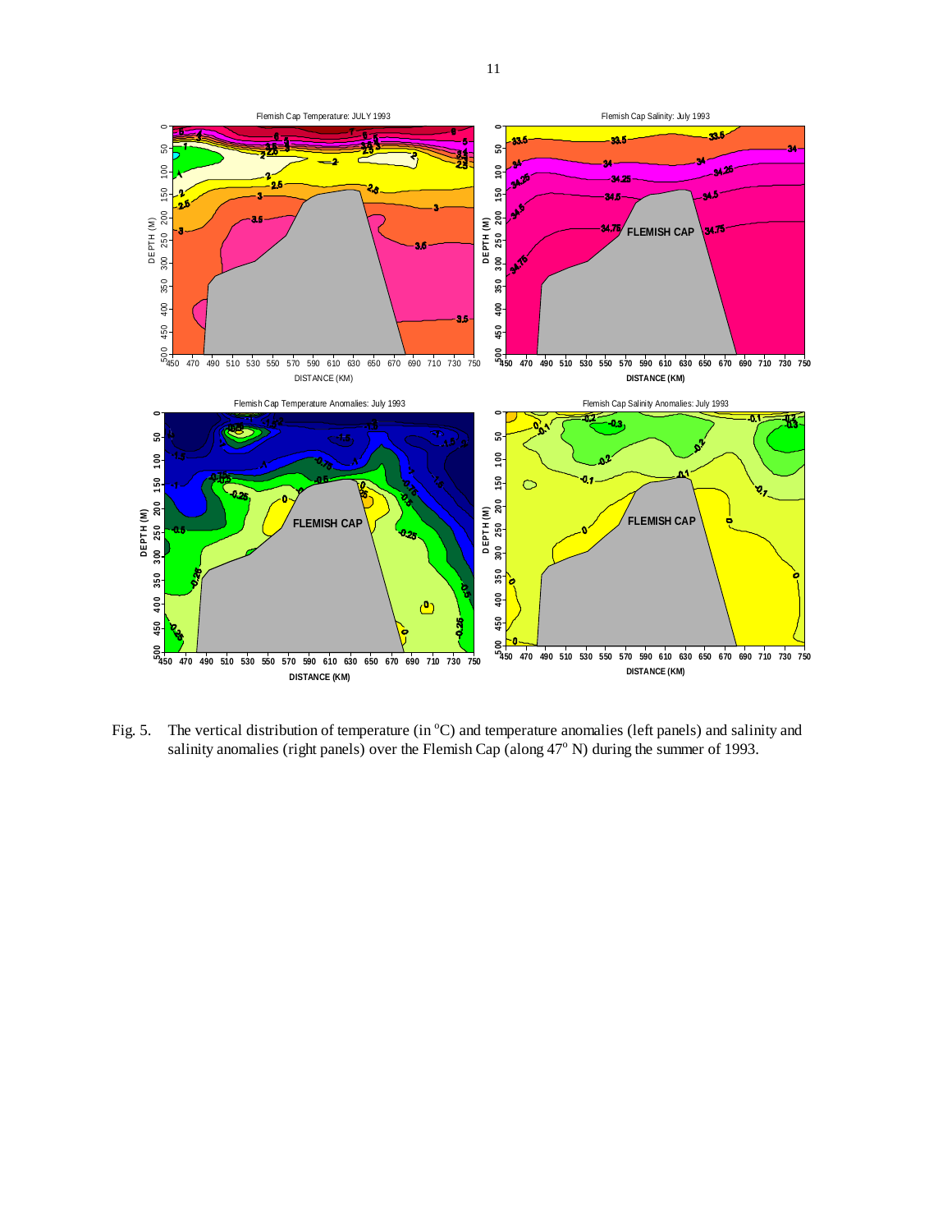Fig. 5. The vertical distribution of temperature (in °C) and temperature anomalies (left panels) and salinity and salinity anomalies (right panels) over the Flemish Cap (along 47° N) during the summer of 1993.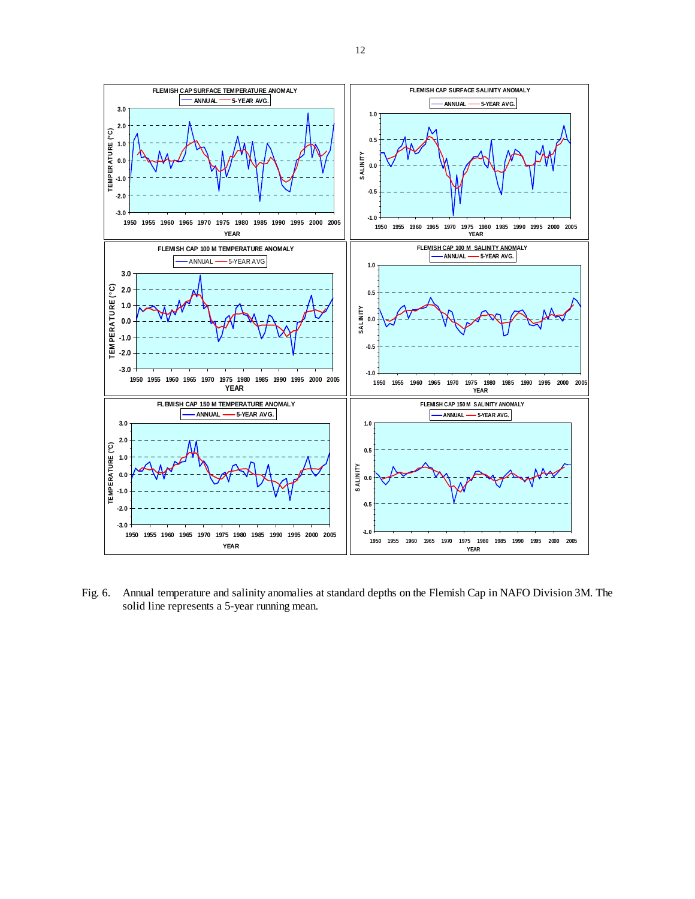Fig. 6. Annual temperature and salinity anomalies at standard depths on the Flemish Cap in NAFO Division 3M. The solid line represents a 5-year running mean.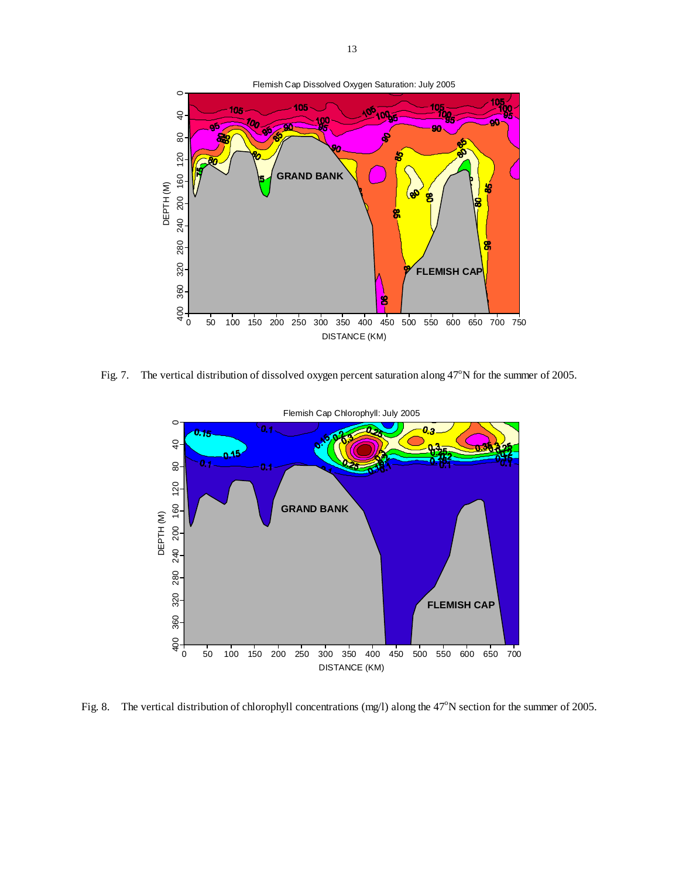Fig. 7. The vertical distribution of dissolved oxygen percent saturation along 47°N for the summer of 2005.

Fig. 8. The vertical distribution of chlorophyll concentrations (mg/l) along the 47°N section for the summer of 2005.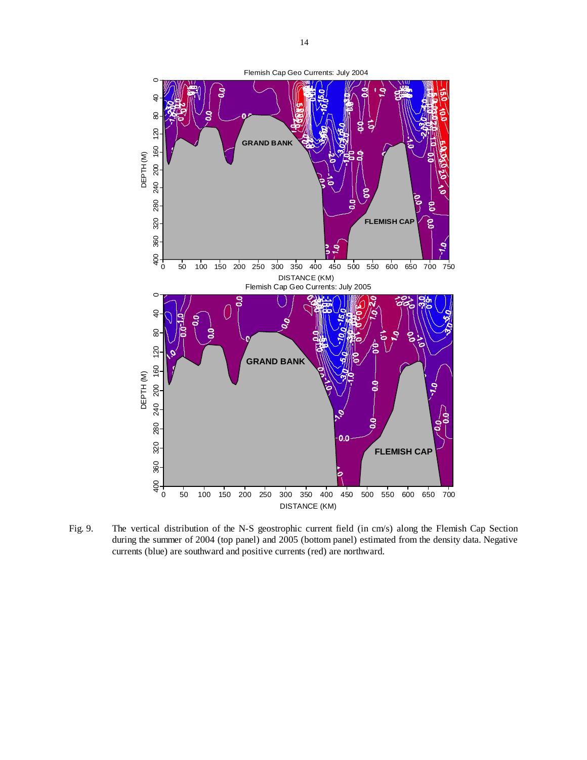Flemish Cap Geo Currents: July 2004

GRAND BANK

FLEMISH CAP

DEPTH (M)

DISTANCE (KM)

Flemish Cap Geo Currents: July 2005

GRAND BANK

FLEMISH CAP

DEPTH (M)

DISTANCE (KM)

Fig. 9. The vertical distribution of the N-S geostrophic current field (in cm/s) along the Flemish Cap Section during the summer of 2004 (top panel) and 2005 (bottom panel) estimated from the density data. Negative currents (blue) are southward and positive currents (red) are northward.